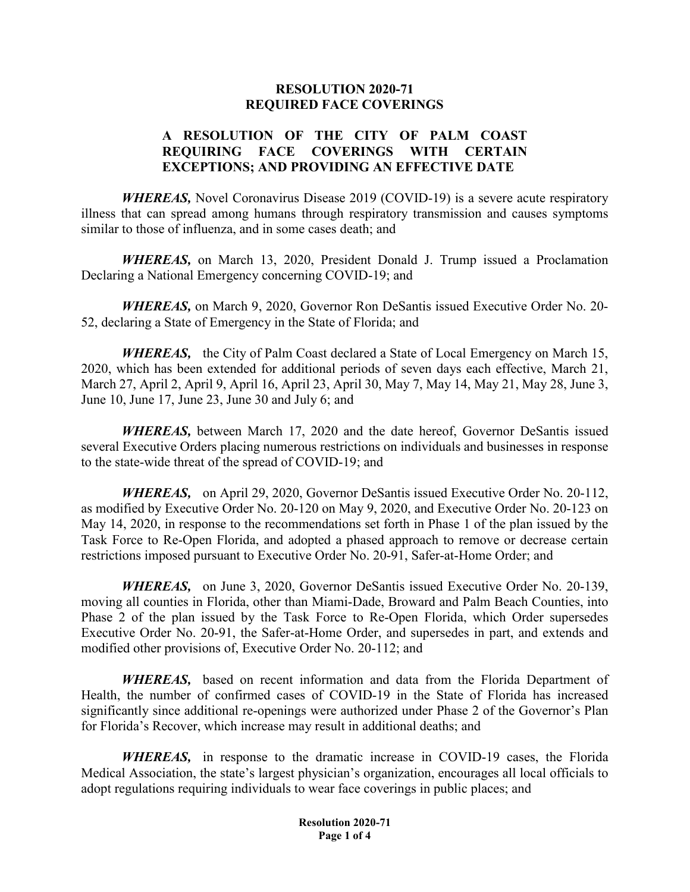**RESOLUTION 2020-71**
**REQUIRED FACE COVERINGS**

**A RESOLUTION OF THE CITY OF PALM COAST REQUIRING FACE COVERINGS WITH CERTAIN EXCEPTIONS; AND PROVIDING AN EFFECTIVE DATE**

***WHEREAS,*** Novel Coronavirus Disease 2019 (COVID-19) is a severe acute respiratory illness that can spread among humans through respiratory transmission and causes symptoms similar to those of influenza, and in some cases death; and

***WHEREAS,*** on March 13, 2020, President Donald J. Trump issued a Proclamation Declaring a National Emergency concerning COVID-19; and

***WHEREAS,*** on March 9, 2020, Governor Ron DeSantis issued Executive Order No. 20-52, declaring a State of Emergency in the State of Florida; and

***WHEREAS,*** the City of Palm Coast declared a State of Local Emergency on March 15, 2020, which has been extended for additional periods of seven days each effective, March 21, March 27, April 2, April 9, April 16, April 23, April 30, May 7, May 14, May 21, May 28, June 3, June 10, June 17, June 23, June 30 and July 6; and

***WHEREAS,*** between March 17, 2020 and the date hereof, Governor DeSantis issued several Executive Orders placing numerous restrictions on individuals and businesses in response to the state-wide threat of the spread of COVID-19; and

***WHEREAS,*** on April 29, 2020, Governor DeSantis issued Executive Order No. 20-112, as modified by Executive Order No. 20-120 on May 9, 2020, and Executive Order No. 20-123 on May 14, 2020, in response to the recommendations set forth in Phase 1 of the plan issued by the Task Force to Re-Open Florida, and adopted a phased approach to remove or decrease certain restrictions imposed pursuant to Executive Order No. 20-91, Safer-at-Home Order; and

***WHEREAS,*** on June 3, 2020, Governor DeSantis issued Executive Order No. 20-139, moving all counties in Florida, other than Miami-Dade, Broward and Palm Beach Counties, into Phase 2 of the plan issued by the Task Force to Re-Open Florida, which Order supersedes Executive Order No. 20-91, the Safer-at-Home Order, and supersedes in part, and extends and modified other provisions of, Executive Order No. 20-112; and

***WHEREAS,*** based on recent information and data from the Florida Department of Health, the number of confirmed cases of COVID-19 in the State of Florida has increased significantly since additional re-openings were authorized under Phase 2 of the Governor's Plan for Florida's Recover, which increase may result in additional deaths; and

***WHEREAS,*** in response to the dramatic increase in COVID-19 cases, the Florida Medical Association, the state's largest physician's organization, encourages all local officials to adopt regulations requiring individuals to wear face coverings in public places; and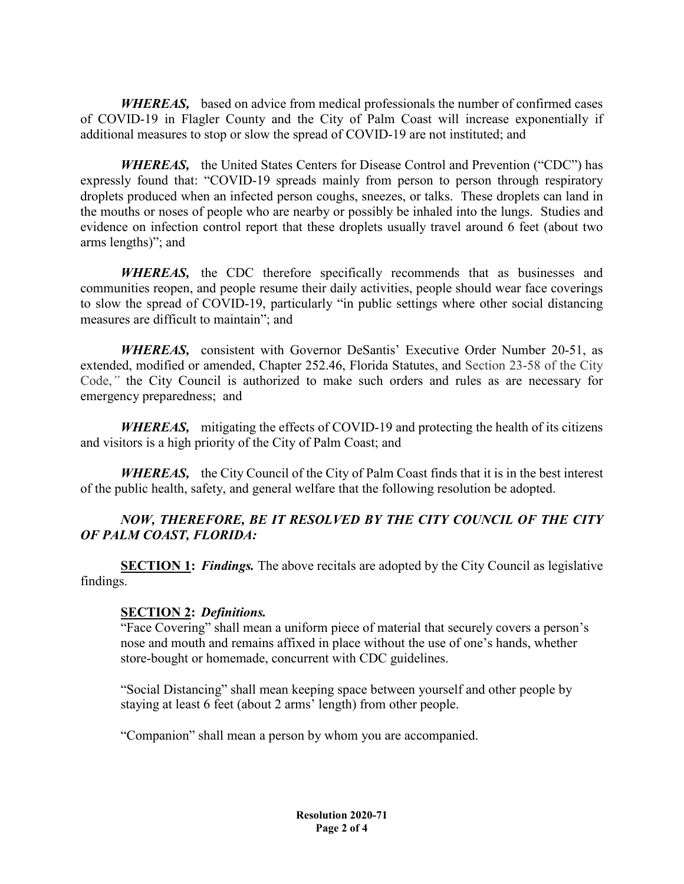***WHEREAS,*** based on advice from medical professionals the number of confirmed cases of COVID-19 in Flagler County and the City of Palm Coast will increase exponentially if additional measures to stop or slow the spread of COVID-19 are not instituted; and

***WHEREAS,*** the United States Centers for Disease Control and Prevention ("CDC") has expressly found that: "COVID-19 spreads mainly from person to person through respiratory droplets produced when an infected person coughs, sneezes, or talks. These droplets can land in the mouths or noses of people who are nearby or possibly be inhaled into the lungs. Studies and evidence on infection control report that these droplets usually travel around 6 feet (about two arms lengths)"; and

***WHEREAS,*** the CDC therefore specifically recommends that as businesses and communities reopen, and people resume their daily activities, people should wear face coverings to slow the spread of COVID-19, particularly "in public settings where other social distancing measures are difficult to maintain"; and

***WHEREAS,*** consistent with Governor DeSantis' Executive Order Number 20-51, as extended, modified or amended, Chapter 252.46, Florida Statutes, and Section 23-58 of the City Code,*"* the City Council is authorized to make such orders and rules as are necessary for emergency preparedness; and

***WHEREAS,*** mitigating the effects of COVID-19 and protecting the health of its citizens and visitors is a high priority of the City of Palm Coast; and

***WHEREAS,*** the City Council of the City of Palm Coast finds that it is in the best interest of the public health, safety, and general welfare that the following resolution be adopted.

***NOW, THEREFORE, BE IT RESOLVED BY THE CITY COUNCIL OF THE CITY OF PALM COAST, FLORIDA:***

**SECTION 1:** ***Findings.*** The above recitals are adopted by the City Council as legislative findings.

**SECTION 2:** ***Definitions.***

"Face Covering" shall mean a uniform piece of material that securely covers a person's nose and mouth and remains affixed in place without the use of one's hands, whether store-bought or homemade, concurrent with CDC guidelines.

"Social Distancing" shall mean keeping space between yourself and other people by staying at least 6 feet (about 2 arms' length) from other people.

"Companion" shall mean a person by whom you are accompanied.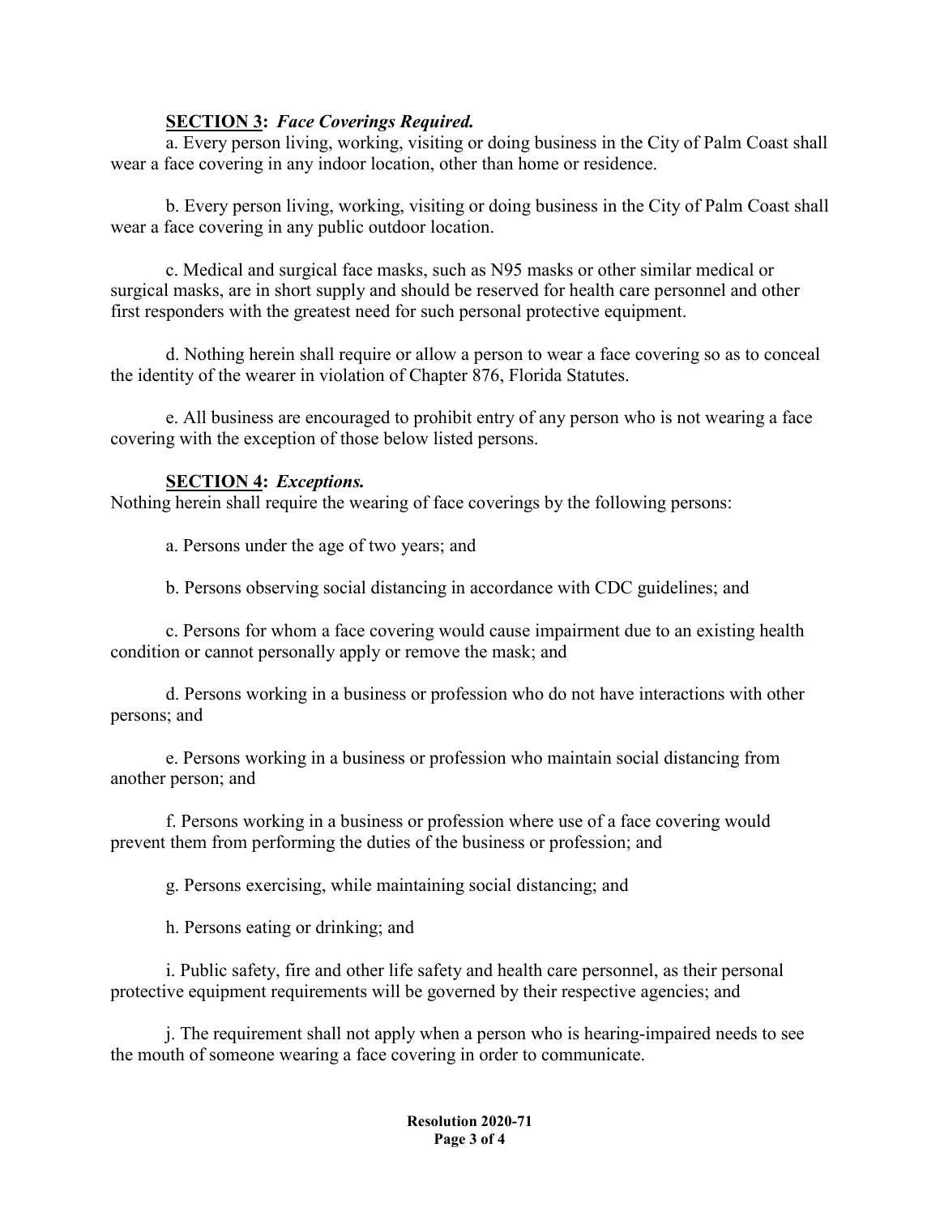**SECTION 3:** ***Face Coverings Required.***

a. Every person living, working, visiting or doing business in the City of Palm Coast shall wear a face covering in any indoor location, other than home or residence.

b. Every person living, working, visiting or doing business in the City of Palm Coast shall wear a face covering in any public outdoor location.

c. Medical and surgical face masks, such as N95 masks or other similar medical or surgical masks, are in short supply and should be reserved for health care personnel and other first responders with the greatest need for such personal protective equipment.

d. Nothing herein shall require or allow a person to wear a face covering so as to conceal the identity of the wearer in violation of Chapter 876, Florida Statutes.

e. All business are encouraged to prohibit entry of any person who is not wearing a face covering with the exception of those below listed persons.

**SECTION 4:** ***Exceptions.***

Nothing herein shall require the wearing of face coverings by the following persons:

a. Persons under the age of two years; and

b. Persons observing social distancing in accordance with CDC guidelines; and

c. Persons for whom a face covering would cause impairment due to an existing health condition or cannot personally apply or remove the mask; and

d. Persons working in a business or profession who do not have interactions with other persons; and

e. Persons working in a business or profession who maintain social distancing from another person; and

f. Persons working in a business or profession where use of a face covering would prevent them from performing the duties of the business or profession; and

g. Persons exercising, while maintaining social distancing; and

h. Persons eating or drinking; and

i. Public safety, fire and other life safety and health care personnel, as their personal protective equipment requirements will be governed by their respective agencies; and

j. The requirement shall not apply when a person who is hearing-impaired needs to see the mouth of someone wearing a face covering in order to communicate.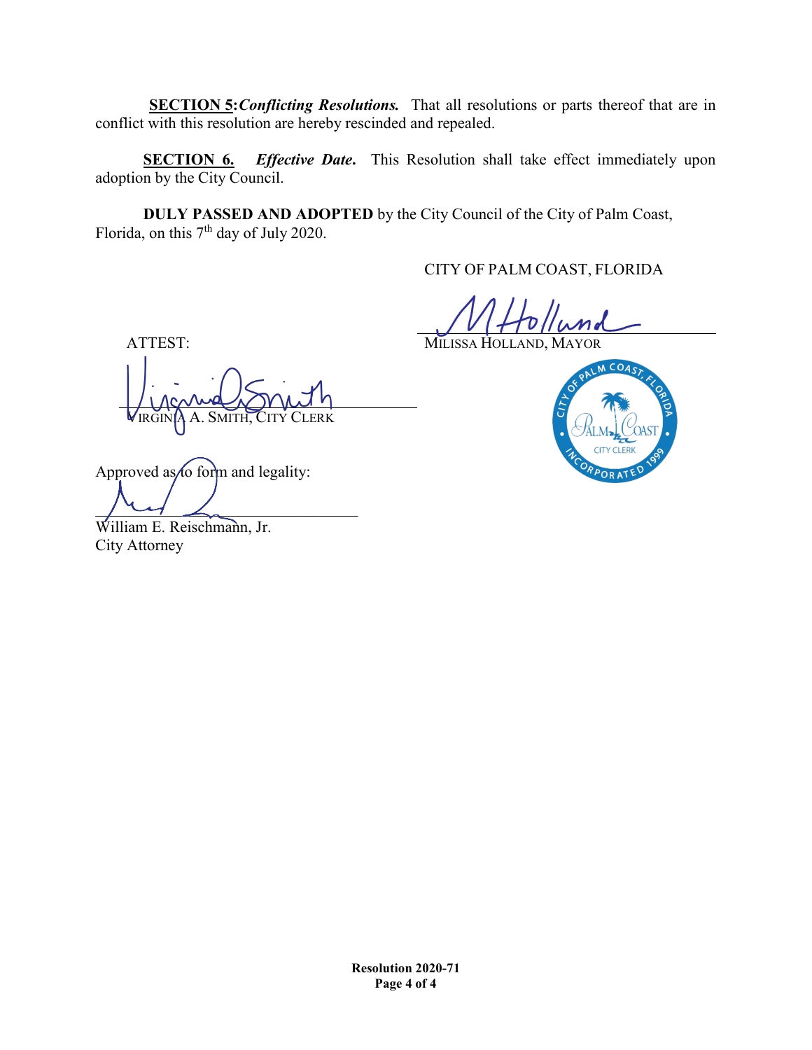**SECTION 5:** ***Conflicting Resolutions.*** That all resolutions or parts thereof that are in conflict with this resolution are hereby rescinded and repealed.

**SECTION 6.** ***Effective Date.*** This Resolution shall take effect immediately upon adoption by the City Council.

**DULY PASSED AND ADOPTED** by the City Council of the City of Palm Coast, Florida, on this 7th day of July 2020.

CITY OF PALM COAST, FLORIDA

MILISSA HOLLAND, MAYOR

ATTEST:

VIRGINIA A. SMITH, CITY CLERK

Approved as to form and legality:

William E. Reischmann, Jr.
City Attorney

**Resolution 2020-71**